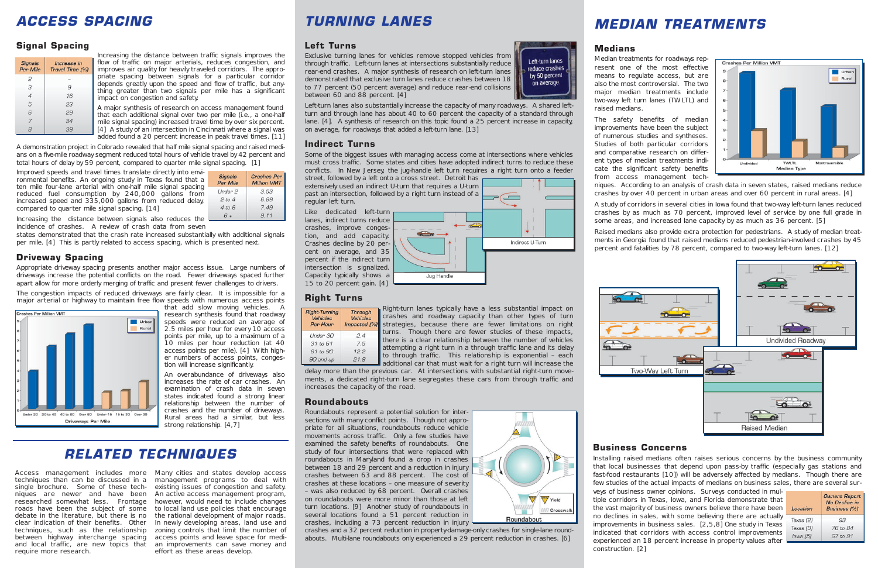# ACCESS SPACING

## Signal Spacing

| Signals Per Mile | Increase in Travel Time (%) |
|---|---|
| 2 | – |
| 3 | 9 |
| 4 | 16 |
| 5 | 23 |
| 6 | 29 |
| 7 | 34 |
| 8 | 39 |

Increasing the distance between traffic signals improves the flow of traffic on major arterials, reduces congestion, and improves air quality for heavily traveled corridors. The appropriate spacing between signals for a particular corridor depends greatly upon the speed and flow of traffic, but anything greater than two signals per mile has a significant impact on congestion and safety.

A major synthesis of research on access management found that each additional signal over two per mile (i.e., a one-half mile signal spacing) increased travel time by over six percent. [4] A study of an intersection in Cincinnati where a signal was added found a 20 percent increase in peak travel times. [11]

A demonstration project in Colorado revealed that half mile signal spacing and raised medians on a five-mile roadway segment reduced total hours of vehicle travel by 42 percent and total hours of delay by 59 percent, compared to quarter mile signal spacing. [1]

Improved speeds and travel times translate directly into environmental benefits. An ongoing study in Texas found that a ten mile four-lane arterial with one-half mile signal spacing reduced fuel consumption by 240,000 gallons from increased speed and 335,000 gallons from reduced delay, compared to quarter mile signal spacing. [14]

| Signals Per Mile | Crashes Per Million VMT |
|---|---|
| Under 2 | 3.53 |
| 2 to 4 | 6.89 |
| 4 to 6 | 7.49 |
| 6 + | 9.11 |

Increasing the distance between signals also reduces the incidence of crashes. A review of crash data from seven states demonstrated that the crash rate increased substantially with additional signals per mile. [4] This is partly related to access spacing, which is presented next.

## Driveway Spacing

Appropriate driveway spacing presents another major access issue. Large numbers of driveways increase the potential conflicts on the road. Fewer driveways spaced further apart allow for more orderly merging of traffic and present fewer challenges to drivers.

The congestion impacts of reduced driveways are fairly clear. It is impossible for a major arterial or highway to maintain free flow speeds with numerous access points that add slow moving vehicles. A research synthesis found that roadway speeds were reduced an average of 2.5 miles per hour for every 10 access points per mile, up to a maximum of a 10 miles per hour reduction (at 40 access points per mile). [4] With higher numbers of access points, congestion will increase significantly.

An overabundance of driveways also increases the rate of car crashes. An examination of crash data in seven states indicated found a strong linear relationship between the number of crashes and the number of driveways. Rural areas had a similar, but less strong relationship. [4,7]

# RELATED TECHNIQUES

Access management includes more techniques than can be discussed in a single brochure. Some of these techniques are newer and have been researched somewhat less. Frontage roads have been the subject of some debate in the literature, but there is no clear indication of their benefits. Other techniques, such as the relationship between highway interchange spacing and local traffic, are new topics that require more research.

Many cities and states develop access management programs to deal with existing issues of congestion and safety. An active access management program, however, would need to include changes to local land use policies that encourage the rational development of major roads. In newly developing areas, land use and zoning controls that limit the number of access points and leave space for median improvements can save money and effort as these areas develop.

# TURNING LANES

## Left Turns

Exclusive turning lanes for vehicles remove stopped vehicles from through traffic. Left-turn lanes at intersections substantially reduce rear-end crashes. A major synthesis of research on left-turn lanes demonstrated that exclusive turn lanes reduce crashes between 18 to 77 percent (50 percent average) and reduce rear-end collisions between 60 and 88 percent. [4]

Left-turn lanes reduce crashes by 50 percent on average.

Left-turn lanes also substantially increase the capacity of many roadways. A shared left-turn and through lane has about 40 to 60 percent the capacity of a standard through lane. [4]. A synthesis of research on this topic found a 25 percent increase in capacity, on average, for roadways that added a left-turn lane. [13]

## Indirect Turns

Some of the biggest issues with managing access come at intersections where vehicles must cross traffic. Some states and cities have adopted indirect turns to reduce these conflicts. In New Jersey, the jug-handle left turn requires a right turn onto a feeder street, followed by a left onto a cross street. Detroit has extensively used an indirect U-turn that requires a U-turn past an intersection, followed by a right turn instead of a regular left turn.

Like dedicated left-turn lanes, indirect turns reduce crashes, improve congestion, and add capacity. Crashes decline by 20 percent on average, and 35 percent if the indirect turn intersection is signalized. Capacity typically shows a 15 to 20 percent gain. [4]

## Right Turns

| Right-Turning Vehicles Per Hour | Through Vehicles Impacted (%) |
|---|---|
| Under 30 | 2.4 |
| 31 to 61 | 7.5 |
| 61 to 90 | 12.2 |
| 90 and up | 21.8 |

Right-turn lanes typically have a less substantial impact on crashes and roadway capacity than other types of turn strategies, because there are fewer limitations on right turns. Though there are fewer studies of these impacts, there is a clear relationship between the number of vehicles attempting a right turn in a through traffic lane and its delay to through traffic. This relationship is exponential – each additional car that must wait for a right turn will increase the delay more than the previous car. At intersections with substantial right-turn movements, a dedicated right-turn lane segregates these cars from through traffic and increases the capacity of the road.

## Roundabouts

Roundabouts represent a potential solution for intersections with many conflict points. Though not appropriate for all situations, roundabouts reduce vehicle movements across traffic. Only a few studies have examined the safety benefits of roundabouts. One study of four intersections that were replaced with roundabouts in Maryland found a drop in crashes between 18 and 29 percent and a reduction in injury crashes between 63 and 88 percent. The cost of crashes at these locations – one measure of severity – was also reduced by 68 percent. Overall crashes on roundabouts were more minor than those at left turn locations. [9] Another study of roundabouts in several locations found a 51 percent reduction in crashes, including a 73 percent reduction in injury crashes and a 32 percent reduction in property-damage-only crashes for single-lane roundabouts. Multi-lane roundabouts only experienced a 29 percent reduction in crashes. [6]

# MEDIAN TREATMENTS

## Medians

Median treatments for roadways represent one of the most effective means to regulate access, but are also the most controversial. The two major median treatments include two-way left turn lanes (TWLTL) and raised medians.

The safety benefits of median improvements have been the subject of numerous studies and syntheses. Studies of both particular corridors and comparative research on different types of median treatments indicate the significant safety benefits from access management techniques. According to an analysis of crash data in seven states, raised medians reduce crashes by over 40 percent in urban areas and over 60 percent in rural areas. [4]

A study of corridors in several cities in Iowa found that two-way left-turn lanes reduced crashes by as much as 70 percent, improved level of service by one full grade in some areas, and increased lane capacity by as much as 36 percent. [5]

Raised medians also provide extra protection for pedestrians. A study of median treatments in Georgia found that raised medians reduced pedestrian-involved crashes by 45 percent and fatalities by 78 percent, compared to two-way left-turn lanes. [12]

## Business Concerns

Installing raised medians often raises serious concerns by the business community that local businesses that depend upon pass-by traffic (especially gas stations and fast-food restaurants [10]) will be adversely affected by medians. Though there are few studies of the actual impacts of medians on business sales, there are several surveys of business owner opinions. Surveys conducted in multiple corridors in Texas, Iowa, and Florida demonstrate that the vast majority of business owners believe there have been no declines in sales, with some believing there are actually improvements in business sales. [2,5,8] One study in Texas indicated that corridors with access control improvements experienced an 18 percent increase in property values after construction. [2]

| Location | Owners Report No Decline in Business (%) |
|---|---|
| Texas (2) | 93 |
| Texas (3) | 78 to 84 |
| Iowa (5) | 67 to 91 |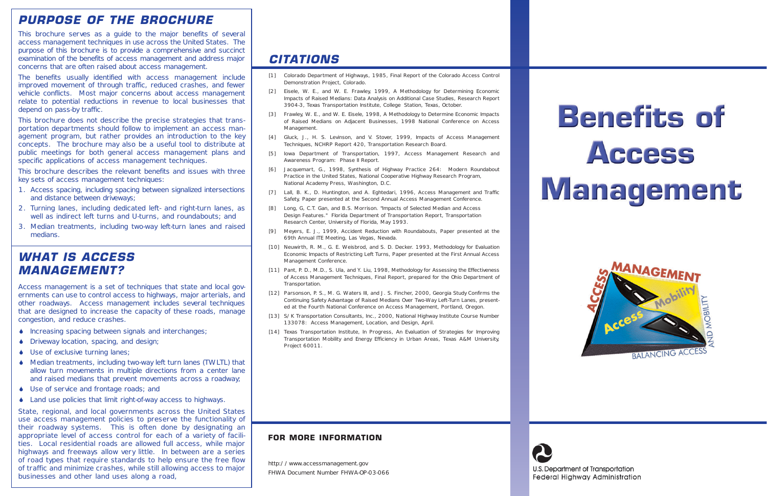## PURPOSE OF THE BROCHURE

This brochure serves as a guide to the major benefits of several access management techniques in use across the United States. The purpose of this brochure is to provide a comprehensive and succinct examination of the benefits of access management and address major concerns that are often raised about access management.

The benefits usually identified with access management include improved movement of through traffic, reduced crashes, and fewer vehicle conflicts. Most major concerns about access management relate to potential reductions in revenue to local businesses that depend on pass-by traffic.

This brochure does not describe the precise strategies that transportation departments should follow to implement an access management program, but rather provides an introduction to the key concepts. The brochure may also be a useful tool to distribute at public meetings for both general access management plans and specific applications of access management techniques.

This brochure describes the relevant benefits and issues with three key sets of access management techniques:

1. Access spacing, including spacing between signalized intersections and distance between driveways;
2. Turning lanes, including dedicated left- and right-turn lanes, as well as indirect left turns and U-turns, and roundabouts; and
3. Median treatments, including two-way left-turn lanes and raised medians.

## WHAT IS ACCESS MANAGEMENT?

Access management is a set of techniques that state and local governments can use to control access to highways, major arterials, and other roadways. Access management includes several techniques that are designed to increase the capacity of these roads, manage congestion, and reduce crashes.

- Increasing spacing between signals and interchanges;
- Driveway location, spacing, and design;
- Use of exclusive turning lanes;
- Median treatments, including two-way left turn lanes (TWLTL) that allow turn movements in multiple directions from a center lane and raised medians that prevent movements across a roadway;
- Use of service and frontage roads; and
- Land use policies that limit right-of-way access to highways.

State, regional, and local governments across the United States use access management policies to preserve the functionality of their roadway systems. This is often done by designating an appropriate level of access control for each of a variety of facilities. Local residential roads are allowed full access, while major highways and freeways allow very little. In between are a series of road types that require standards to help ensure the free flow of traffic and minimize crashes, while still allowing access to major businesses and other land uses along a road,

## CITATIONS

[1] Colorado Department of Highways, 1985, Final Report of the Colorado Access Control Demonstration Project, Colorado.

[2] Eisele, W. E., and W. E. Frawley, 1999, A Methodology for Determining Economic Impacts of Raised Medians: Data Analysis on Additional Case Studies, Research Report 3904-3, Texas Transportation Institute, College Station, Texas, October.

[3] Frawley, W. E., and W. E. Eisele, 1998, A Methodology to Determine Economic Impacts of Raised Medians on Adjacent Businesses, 1998 National Conference on Access Management.

[4] Gluck, J., H. S. Levinson, and V. Stover, 1999, Impacts of Access Management Techniques, NCHRP Report 420, Transportation Research Board.

[5] Iowa Department of Transportation, 1997, Access Management Research and Awareness Program: Phase II Report.

[6] Jacquemart, G., 1998, Synthesis of Highway Practice 264: Modern Roundabout Practice in the United States, National Cooperative Highway Research Program, National Academy Press, Washington, D.C.

[7] Lall, B. K., D. Huntington, and A. Eghtedari, 1996, Access Management and Traffic Safety, Paper presented at the Second Annual Access Management Conference.

[8] Long, G, C.T. Gan, and B.S. Morrison. "Impacts of Selected Median and Access Design Features." Florida Department of Transportation Report, Transportation Research Center, University of Florida, May 1993.

[9] Meyers, E. J., 1999, Accident Reduction with Roundabouts, Paper presented at the 69th Annual ITE Meeting, Las Vegas, Nevada.

[10] Neuwirth, R. M., G. E. Weisbrod, and S. D. Decker. 1993, Methodology for Evaluation Economic Impacts of Restricting Left Turns, Paper presented at the First Annual Access Management Conference.

[11] Pant, P. D., M.D., S. Ula, and Y. Liu, 1998, Methodology for Assessing the Effectiveness of Access Management Techniques, Final Report, prepared for the Ohio Department of Transportation.

[12] Parsonson, P. S., M. G. Waters III, and J. S. Fincher, 2000, Georgia Study Confirms the Continuing Safety Advantage of Raised Medians Over Two-Way Left-Turn Lanes, presented at the Fourth National Conference on Access Management, Portland, Oregon.

[13] S/K Transportation Consultants, Inc., 2000, National Highway Institute Course Number 133078: Access Management, Location, and Design, April.

[14] Texas Transportation Institute, In Progress, An Evaluation of Strategies for Improving Transportation Mobility and Energy Efficiency in Urban Areas, Texas A&M University, Project 60011.

### FOR MORE INFORMATION

http://www.accessmanagement.gov

FHWA Document Number FHWA-OP-03-066

# Benefits of Access Management

ACCESS MANAGEMENT Access Mobility AND MOBILITY BALANCING ACCESS

U.S. Department of Transportation
Federal Highway Administration